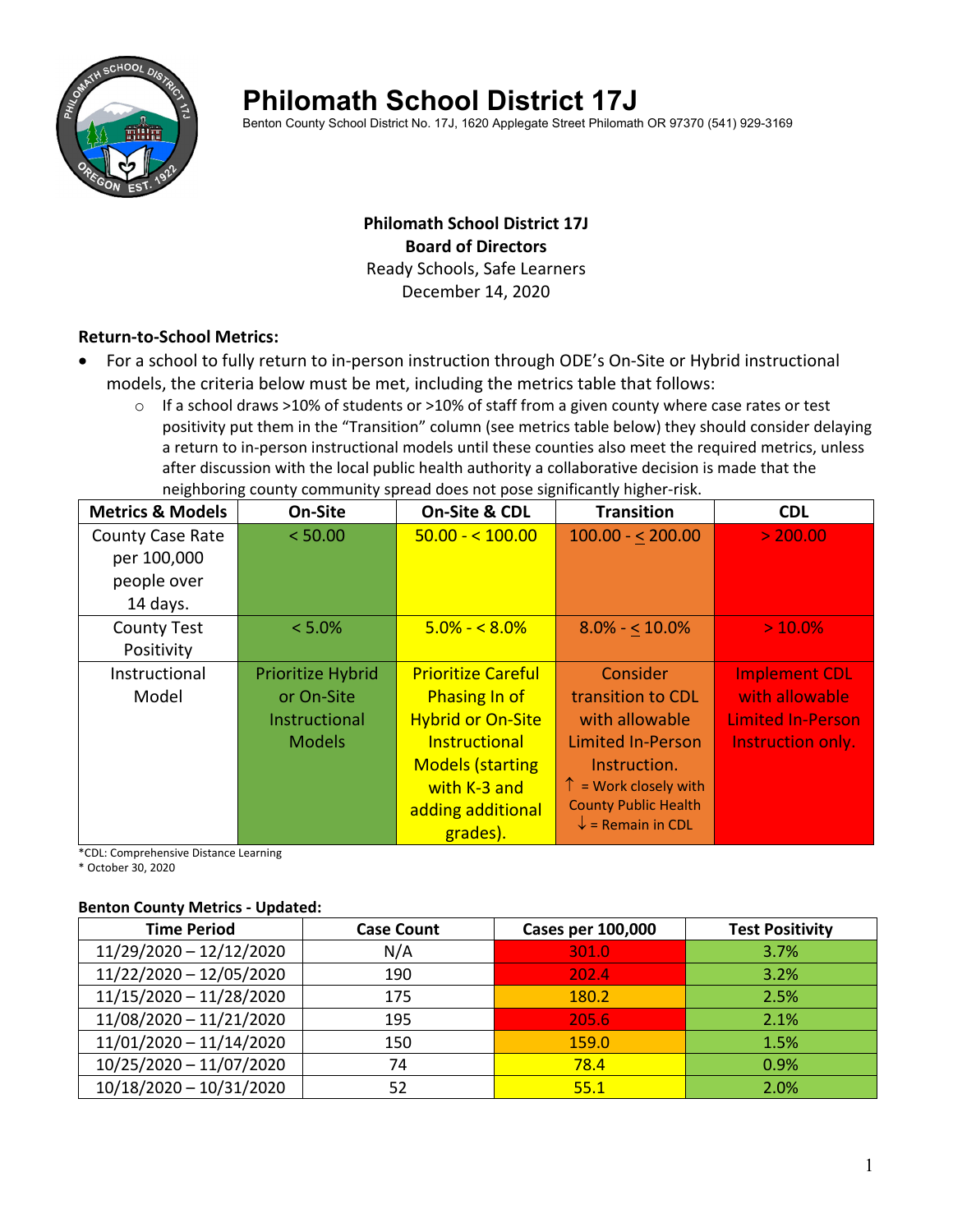# Philomath School District 17J

Benton County School District No. 17J, 1620 Applegate Street Philomath OR 97370 (541) 929-3169

**Philomath School District 17J**
**Board of Directors**
Ready Schools, Safe Learners
December 14, 2020

**Return-to-School Metrics:**

- For a school to fully return to in-person instruction through ODE's On-Site or Hybrid instructional models, the criteria below must be met, including the metrics table that follows:
    - If a school draws >10% of students or >10% of staff from a given county where case rates or test positivity put them in the "Transition" column (see metrics table below) they should consider delaying a return to in-person instructional models until these counties also meet the required metrics, unless after discussion with the local public health authority a collaborative decision is made that the neighboring county community spread does not pose significantly higher-risk.

| Metrics & Models | On-Site | On-Site & CDL | Transition | CDL |
|---|---|---|---|---|
| County Case Rate per 100,000 people over 14 days. | < 50.00 | 50.00 - < 100.00 | 100.00 - ≤ 200.00 | > 200.00 |
| County Test Positivity | < 5.0% | 5.0% - < 8.0% | 8.0% - ≤ 10.0% | > 10.0% |
| Instructional Model | Prioritize Hybrid or On-Site Instructional Models | Prioritize Careful Phasing In of Hybrid or On-Site Instructional Models (starting with K-3 and adding additional grades). | Consider transition to CDL with allowable Limited In-Person Instruction. ↑ = Work closely with County Public Health ↓ = Remain in CDL | Implement CDL with allowable Limited In-Person Instruction only. |

*CDL: Comprehensive Distance Learning
* October 30, 2020

**Benton County Metrics - Updated:**

| Time Period | Case Count | Cases per 100,000 | Test Positivity |
|---|---|---|---|
| 11/29/2020 – 12/12/2020 | N/A | 301.0 | 3.7% |
| 11/22/2020 – 12/05/2020 | 190 | 202.4 | 3.2% |
| 11/15/2020 – 11/28/2020 | 175 | 180.2 | 2.5% |
| 11/08/2020 – 11/21/2020 | 195 | 205.6 | 2.1% |
| 11/01/2020 – 11/14/2020 | 150 | 159.0 | 1.5% |
| 10/25/2020 – 11/07/2020 | 74 | 78.4 | 0.9% |
| 10/18/2020 – 10/31/2020 | 52 | 55.1 | 2.0% |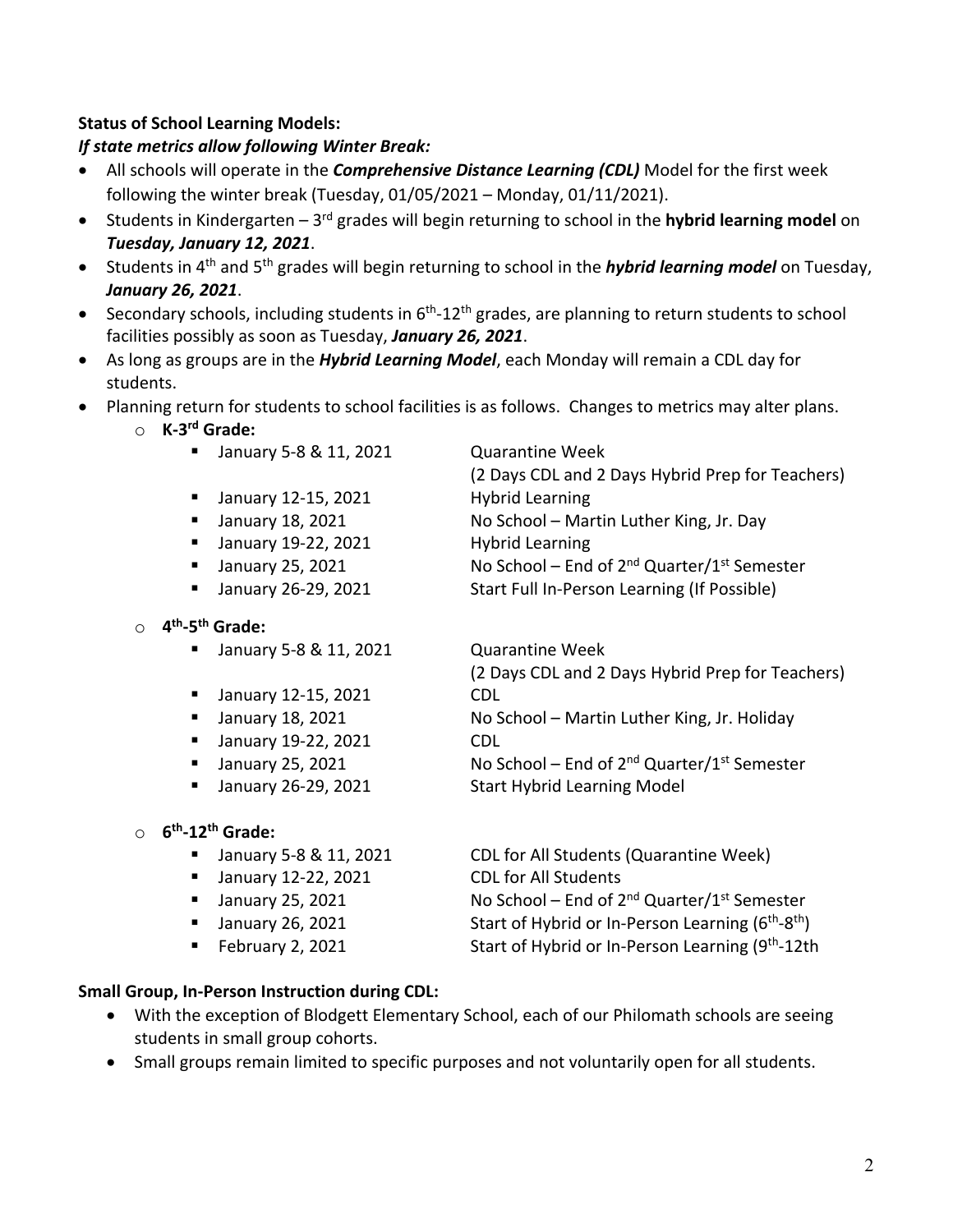**Status of School Learning Models:**

***If state metrics allow following Winter Break:***

- All schools will operate in the ***Comprehensive Distance Learning (CDL)*** Model for the first week following the winter break (Tuesday, 01/05/2021 – Monday, 01/11/2021).
- Students in Kindergarten – 3rd grades will begin returning to school in the **hybrid learning model** on ***Tuesday, January 12, 2021***.
- Students in 4th and 5th grades will begin returning to school in the ***hybrid learning model*** on Tuesday, ***January 26, 2021***.
- Secondary schools, including students in 6th-12th grades, are planning to return students to school facilities possibly as soon as Tuesday, ***January 26, 2021***.
- As long as groups are in the ***Hybrid Learning Model***, each Monday will remain a CDL day for students.
- Planning return for students to school facilities is as follows. Changes to metrics may alter plans.
  - **K-3rd Grade:**
    - January 5-8 & 11, 2021 — Quarantine Week (2 Days CDL and 2 Days Hybrid Prep for Teachers)
    - January 12-15, 2021 — Hybrid Learning
    - January 18, 2021 — No School – Martin Luther King, Jr. Day
    - January 19-22, 2021 — Hybrid Learning
    - January 25, 2021 — No School – End of 2nd Quarter/1st Semester
    - January 26-29, 2021 — Start Full In-Person Learning (If Possible)
  - **4th-5th Grade:**
    - January 5-8 & 11, 2021 — Quarantine Week (2 Days CDL and 2 Days Hybrid Prep for Teachers)
    - January 12-15, 2021 — CDL
    - January 18, 2021 — No School – Martin Luther King, Jr. Holiday
    - January 19-22, 2021 — CDL
    - January 25, 2021 — No School – End of 2nd Quarter/1st Semester
    - January 26-29, 2021 — Start Hybrid Learning Model
  - **6th-12th Grade:**
    - January 5-8 & 11, 2021 — CDL for All Students (Quarantine Week)
    - January 12-22, 2021 — CDL for All Students
    - January 25, 2021 — No School – End of 2nd Quarter/1st Semester
    - January 26, 2021 — Start of Hybrid or In-Person Learning (6th-8th)
    - February 2, 2021 — Start of Hybrid or In-Person Learning (9th-12th

**Small Group, In-Person Instruction during CDL:**

- With the exception of Blodgett Elementary School, each of our Philomath schools are seeing students in small group cohorts.
- Small groups remain limited to specific purposes and not voluntarily open for all students.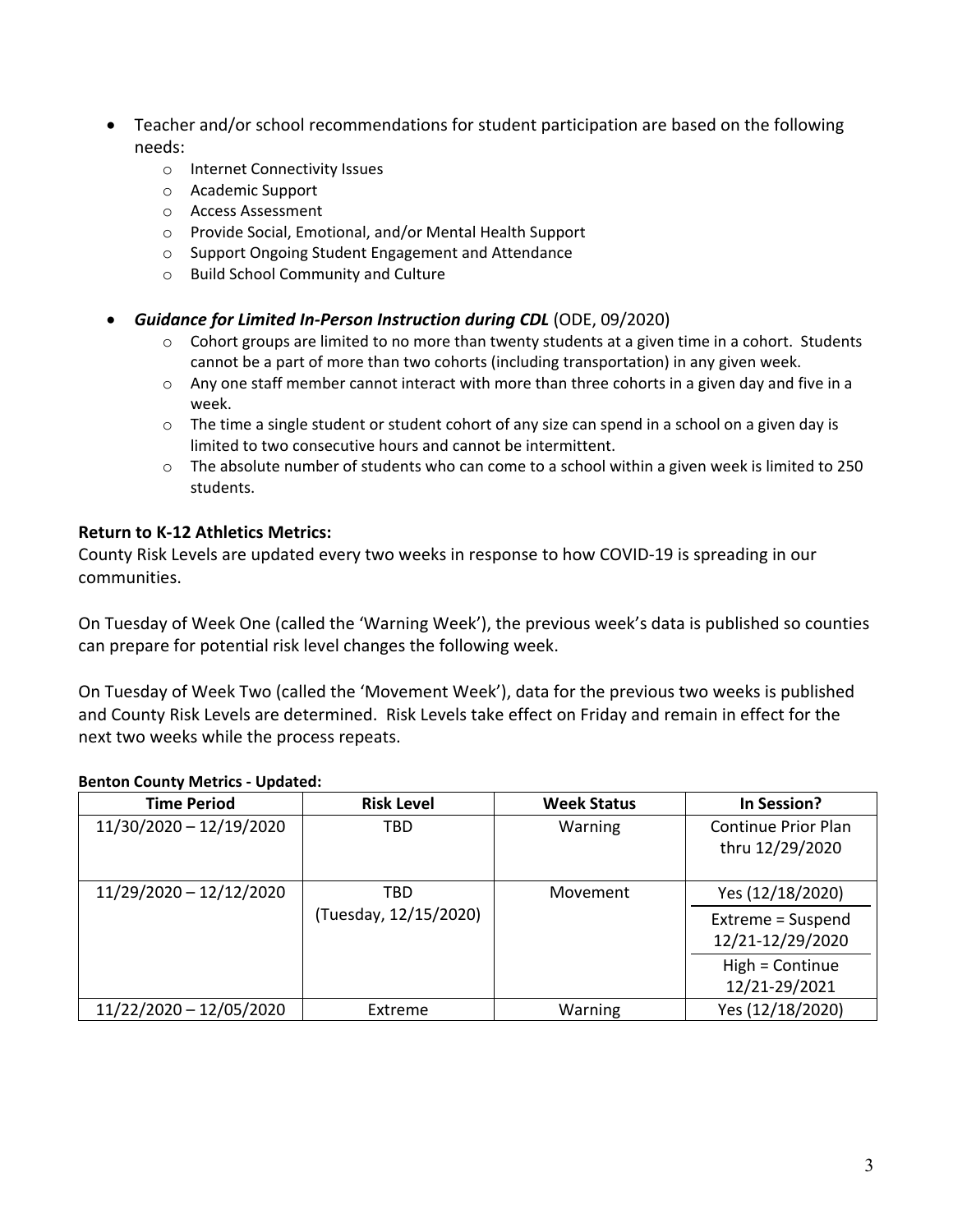- Teacher and/or school recommendations for student participation are based on the following needs:
    - Internet Connectivity Issues
    - Academic Support
    - Access Assessment
    - Provide Social, Emotional, and/or Mental Health Support
    - Support Ongoing Student Engagement and Attendance
    - Build School Community and Culture
- ***Guidance for Limited In-Person Instruction during CDL*** (ODE, 09/2020)
    - Cohort groups are limited to no more than twenty students at a given time in a cohort. Students cannot be a part of more than two cohorts (including transportation) in any given week.
    - Any one staff member cannot interact with more than three cohorts in a given day and five in a week.
    - The time a single student or student cohort of any size can spend in a school on a given day is limited to two consecutive hours and cannot be intermittent.
    - The absolute number of students who can come to a school within a given week is limited to 250 students.

**Return to K-12 Athletics Metrics:**

County Risk Levels are updated every two weeks in response to how COVID-19 is spreading in our communities.

On Tuesday of Week One (called the 'Warning Week'), the previous week's data is published so counties can prepare for potential risk level changes the following week.

On Tuesday of Week Two (called the 'Movement Week'), data for the previous two weeks is published and County Risk Levels are determined. Risk Levels take effect on Friday and remain in effect for the next two weeks while the process repeats.

**Benton County Metrics - Updated:**

| Time Period | Risk Level | Week Status | In Session? |
|---|---|---|---|
| 11/30/2020 – 12/19/2020 | TBD | Warning | Continue Prior Plan thru 12/29/2020 |
| 11/29/2020 – 12/12/2020 | TBD (Tuesday, 12/15/2020) | Movement | Yes (12/18/2020)<br>Extreme = Suspend 12/21-12/29/2020<br>High = Continue 12/21-29/2021 |
| 11/22/2020 – 12/05/2020 | Extreme | Warning | Yes (12/18/2020) |